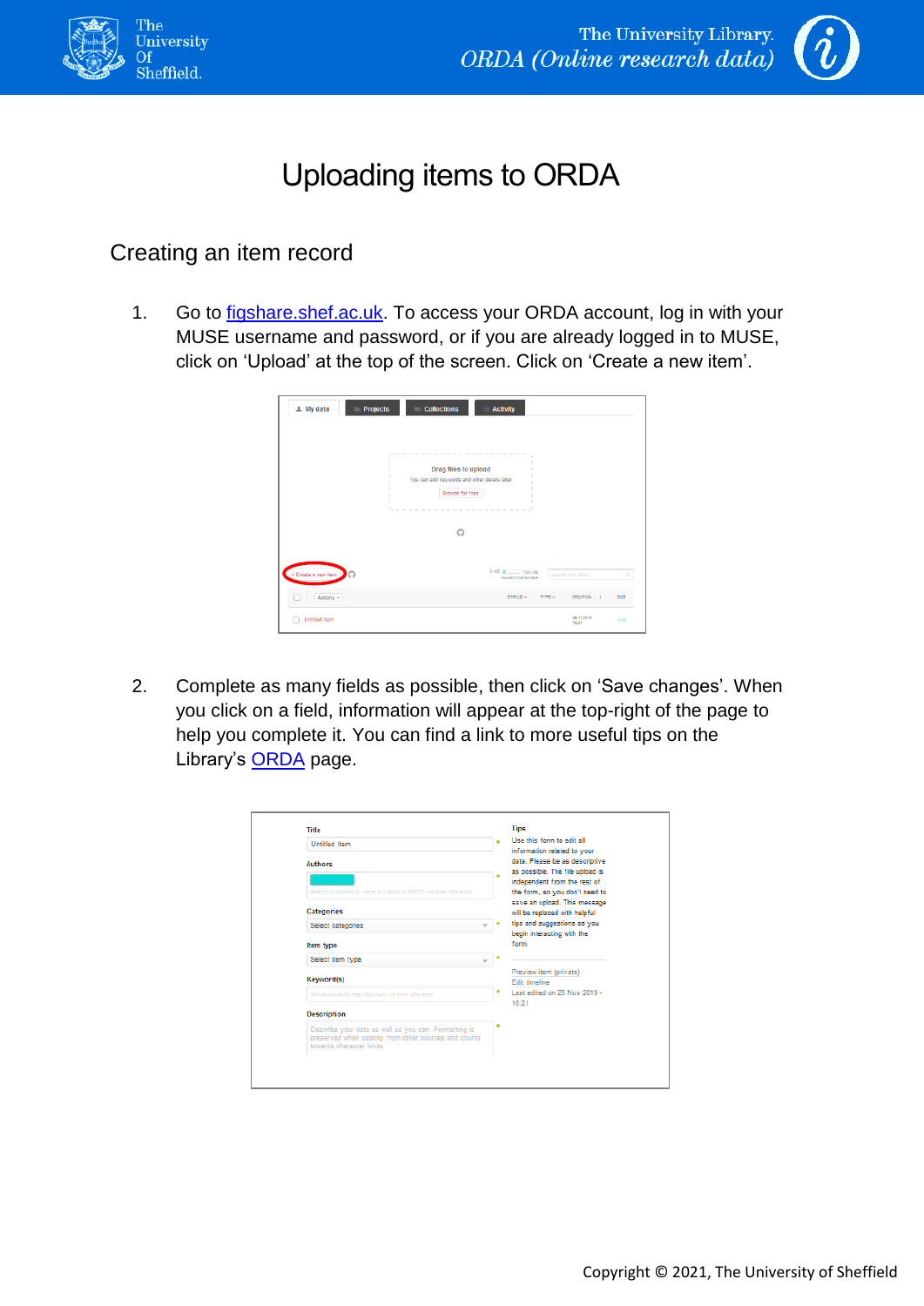# Uploading items to ORDA

## Creating an item record

1. Go to [figshare.shef.ac.uk](figshare.shef.ac.uk). To access your ORDA account, log in with your MUSE username and password, or if you are already logged in to MUSE, click on 'Upload' at the top of the screen. Click on 'Create a new item'.

2. Complete as many fields as possible, then click on 'Save changes'. When you click on a field, information will appear at the top-right of the page to help you complete it. You can find a link to more useful tips on the Library's [ORDA](ORDA) page.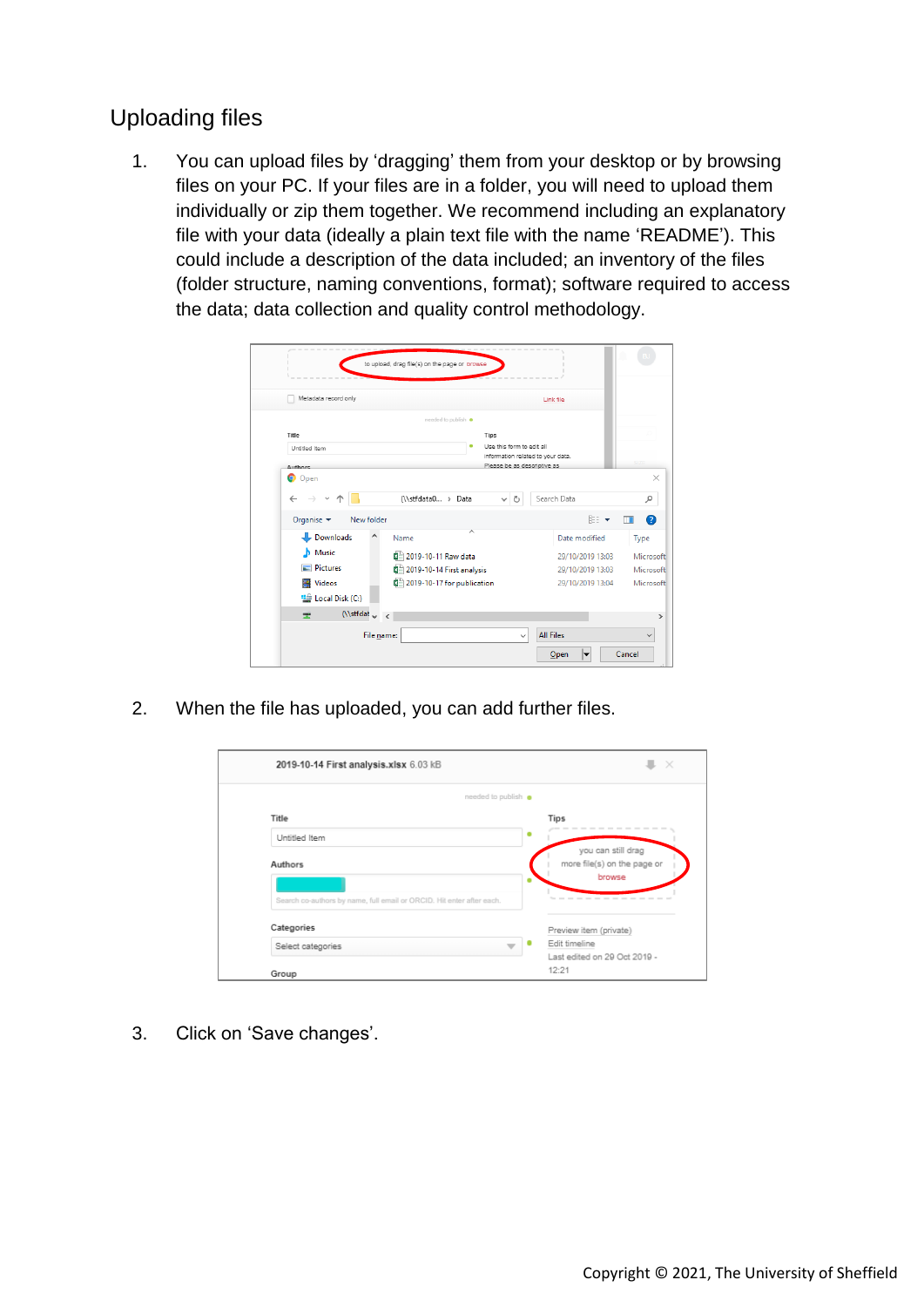## Uploading files

1. You can upload files by 'dragging' them from your desktop or by browsing files on your PC. If your files are in a folder, you will need to upload them individually or zip them together. We recommend including an explanatory file with your data (ideally a plain text file with the name 'README'). This could include a description of the data included; an inventory of the files (folder structure, naming conventions, format); software required to access the data; data collection and quality control methodology.

2. When the file has uploaded, you can add further files.

3. Click on 'Save changes'.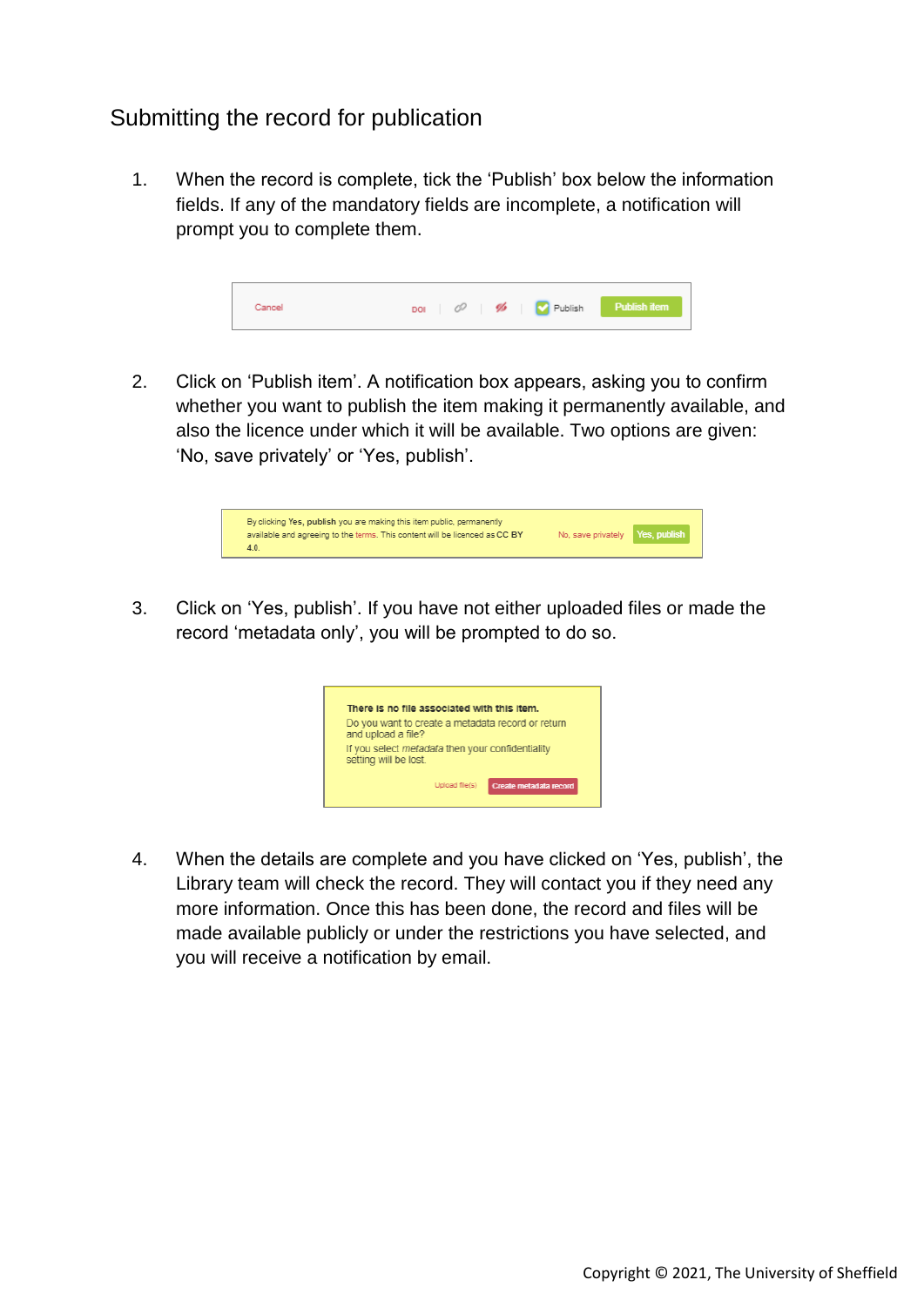## Submitting the record for publication

1. When the record is complete, tick the 'Publish' box below the information fields. If any of the mandatory fields are incomplete, a notification will prompt you to complete them.

2. Click on 'Publish item'. A notification box appears, asking you to confirm whether you want to publish the item making it permanently available, and also the licence under which it will be available. Two options are given: 'No, save privately' or 'Yes, publish'.

3. Click on 'Yes, publish'. If you have not either uploaded files or made the record 'metadata only', you will be prompted to do so.

4. When the details are complete and you have clicked on 'Yes, publish', the Library team will check the record. They will contact you if they need any more information. Once this has been done, the record and files will be made available publicly or under the restrictions you have selected, and you will receive a notification by email.

Copyright © 2021, The University of Sheffield